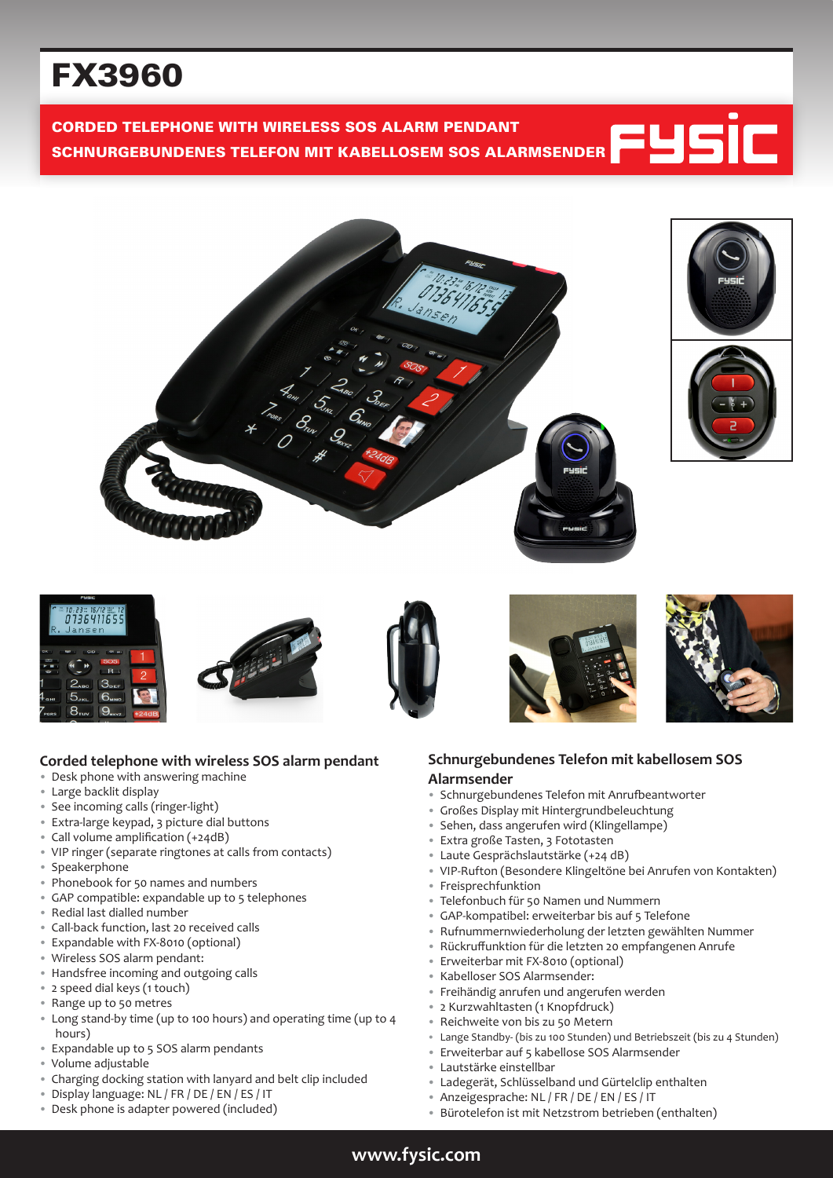# FX3960

**CORDED TELEPHONE WITH WIRELESS SOS ALARM PENDANT**
**SCHNURGEBUNDENES TELEFON MIT KABELLOSEM SOS ALARMSENDER**

FYSIC

## Corded telephone with wireless SOS alarm pendant

- Desk phone with answering machine
- Large backlit display
- See incoming calls (ringer-light)
- Extra-large keypad, 3 picture dial buttons
- Call volume amplification (+24dB)
- VIP ringer (separate ringtones at calls from contacts)
- Speakerphone
- Phonebook for 50 names and numbers
- GAP compatible: expandable up to 5 telephones
- Redial last dialled number
- Call-back function, last 20 received calls
- Expandable with FX-8010 (optional)
- Wireless SOS alarm pendant:
- Handsfree incoming and outgoing calls
- 2 speed dial keys (1 touch)
- Range up to 50 metres
- Long stand-by time (up to 100 hours) and operating time (up to 4 hours)
- Expandable up to 5 SOS alarm pendants
- Volume adjustable
- Charging docking station with lanyard and belt clip included
- Display language: NL / FR / DE / EN / ES / IT
- Desk phone is adapter powered (included)

## Schnurgebundenes Telefon mit kabellosem SOS Alarmsender

- Schnurgebundenes Telefon mit Anrufbeantworter
- Großes Display mit Hintergrundbeleuchtung
- Sehen, dass angerufen wird (Klingellampe)
- Extra große Tasten, 3 Fototasten
- Laute Gesprächslautstärke (+24 dB)
- VIP-Rufton (Besondere Klingeltöne bei Anrufen von Kontakten)
- Freisprechfunktion
- Telefonbuch für 50 Namen und Nummern
- GAP-kompatibel: erweiterbar bis auf 5 Telefone
- Rufnummernwiederholung der letzten gewählten Nummer
- Rückruffunktion für die letzten 20 empfangenen Anrufe
- Erweiterbar mit FX-8010 (optional)
- Kabelloser SOS Alarmsender:
- Freihändig anrufen und angerufen werden
- 2 Kurzwahltasten (1 Knopfdruck)
- Reichweite von bis zu 50 Metern
- Lange Standby- (bis zu 100 Stunden) und Betriebszeit (bis zu 4 Stunden)
- Erweiterbar auf 5 kabellose SOS Alarmsender
- Lautstärke einstellbar
- Ladegerät, Schlüsselband und Gürtelclip enthalten
- Anzeigesprache: NL / FR / DE / EN / ES / IT
- Bürotelefon ist mit Netzstrom betrieben (enthalten)

www.fysic.com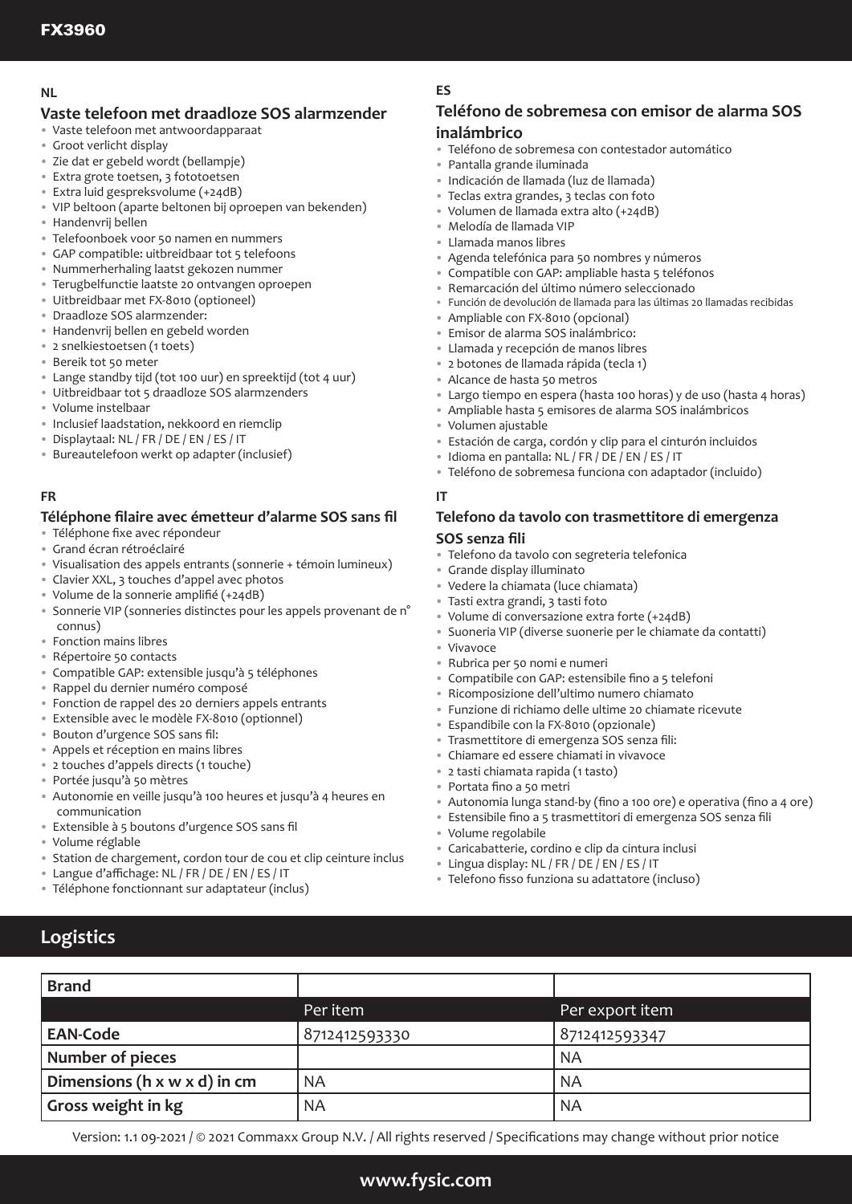# FX3960

## NL

### Vaste telefoon met draadloze SOS alarmzender

- Vaste telefoon met antwoordapparaat
- Groot verlicht display
- Zie dat er gebeld wordt (bellampje)
- Extra grote toetsen, 3 fototoetsen
- Extra luid gespreksvolume (+24dB)
- VIP beltoon (aparte beltonen bij oproepen van bekenden)
- Handenvrij bellen
- Telefoonboek voor 50 namen en nummers
- GAP compatible: uitbreidbaar tot 5 telefoons
- Nummerherhaling laatst gekozen nummer
- Terugbelfunctie laatste 20 ontvangen oproepen
- Uitbreidbaar met FX-8010 (optioneel)
- Draadloze SOS alarmzender:
- Handenvrij bellen en gebeld worden
- 2 snelkiestoetsen (1 toets)
- Bereik tot 50 meter
- Lange standby tijd (tot 100 uur) en spreektijd (tot 4 uur)
- Uitbreidbaar tot 5 draadloze SOS alarmzenders
- Volume instelbaar
- Inclusief laadstation, nekkoord en riemclip
- Displaytaal: NL / FR / DE / EN / ES / IT
- Bureautelefoon werkt op adapter (inclusief)

## FR

### Téléphone filaire avec émetteur d'alarme SOS sans fil

- Téléphone fixe avec répondeur
- Grand écran rétroéclairé
- Visualisation des appels entrants (sonnerie + témoin lumineux)
- Clavier XXL, 3 touches d'appel avec photos
- Volume de la sonnerie amplifié (+24dB)
- Sonnerie VIP (sonneries distinctes pour les appels provenant de n° connus)
- Fonction mains libres
- Répertoire 50 contacts
- Compatible GAP: extensible jusqu'à 5 téléphones
- Rappel du dernier numéro composé
- Fonction de rappel des 20 derniers appels entrants
- Extensible avec le modèle FX-8010 (optionnel)
- Bouton d'urgence SOS sans fil:
- Appels et réception en mains libres
- 2 touches d'appels directs (1 touche)
- Portée jusqu'à 50 mètres
- Autonomie en veille jusqu'à 100 heures et jusqu'à 4 heures en communication
- Extensible à 5 boutons d'urgence SOS sans fil
- Volume réglable
- Station de chargement, cordon tour de cou et clip ceinture inclus
- Langue d'affichage: NL / FR / DE / EN / ES / IT
- Téléphone fonctionnant sur adaptateur (inclus)

## ES

### Teléfono de sobremesa con emisor de alarma SOS inalámbrico

- Teléfono de sobremesa con contestador automático
- Pantalla grande iluminada
- Indicación de llamada (luz de llamada)
- Teclas extra grandes, 3 teclas con foto
- Volumen de llamada extra alto (+24dB)
- Melodía de llamada VIP
- Llamada manos libres
- Agenda telefónica para 50 nombres y números
- Compatible con GAP: ampliable hasta 5 teléfonos
- Remarcación del último número seleccionado
- Función de devolución de llamada para las últimas 20 llamadas recibidas
- Ampliable con FX-8010 (opcional)
- Emisor de alarma SOS inalámbrico:
- Llamada y recepción de manos libres
- 2 botones de llamada rápida (tecla 1)
- Alcance de hasta 50 metros
- Largo tiempo en espera (hasta 100 horas) y de uso (hasta 4 horas)
- Ampliable hasta 5 emisores de alarma SOS inalámbricos
- Volumen ajustable
- Estación de carga, cordón y clip para el cinturón incluidos
- Idioma en pantalla: NL / FR / DE / EN / ES / IT
- Teléfono de sobremesa funciona con adaptador (incluido)

## IT

### Telefono da tavolo con trasmettitore di emergenza SOS senza fili

- Telefono da tavolo con segreteria telefonica
- Grande display illuminato
- Vedere la chiamata (luce chiamata)
- Tasti extra grandi, 3 tasti foto
- Volume di conversazione extra forte (+24dB)
- Suoneria VIP (diverse suonerie per le chiamate da contatti)
- Vivavoce
- Rubrica per 50 nomi e numeri
- Compatibile con GAP: estensibile fino a 5 telefoni
- Ricomposizione dell'ultimo numero chiamato
- Funzione di richiamo delle ultime 20 chiamate ricevute
- Espandibile con la FX-8010 (opzionale)
- Trasmettitore di emergenza SOS senza fili:
- Chiamare ed essere chiamati in vivavoce
- 2 tasti chiamata rapida (1 tasto)
- Portata fino a 50 metri
- Autonomia lunga stand-by (fino a 100 ore) e operativa (fino a 4 ore)
- Estensibile fino a 5 trasmettitori di emergenza SOS senza fili
- Volume regolabile
- Caricabatterie, cordino e clip da cintura inclusi
- Lingua display: NL / FR / DE / EN / ES / IT
- Telefono fisso funziona su adattatore (incluso)

## Logistics

| Brand | | |
|---|---|---|
| | Per item | Per export item |
| EAN-Code | 8712412593330 | 8712412593347 |
| Number of pieces | | NA |
| Dimensions (h x w x d) in cm | NA | NA |
| Gross weight in kg | NA | NA |

Version: 1.1 09-2021 / © 2021 Commaxx Group N.V. / All rights reserved / Specifications may change without prior notice

www.fysic.com